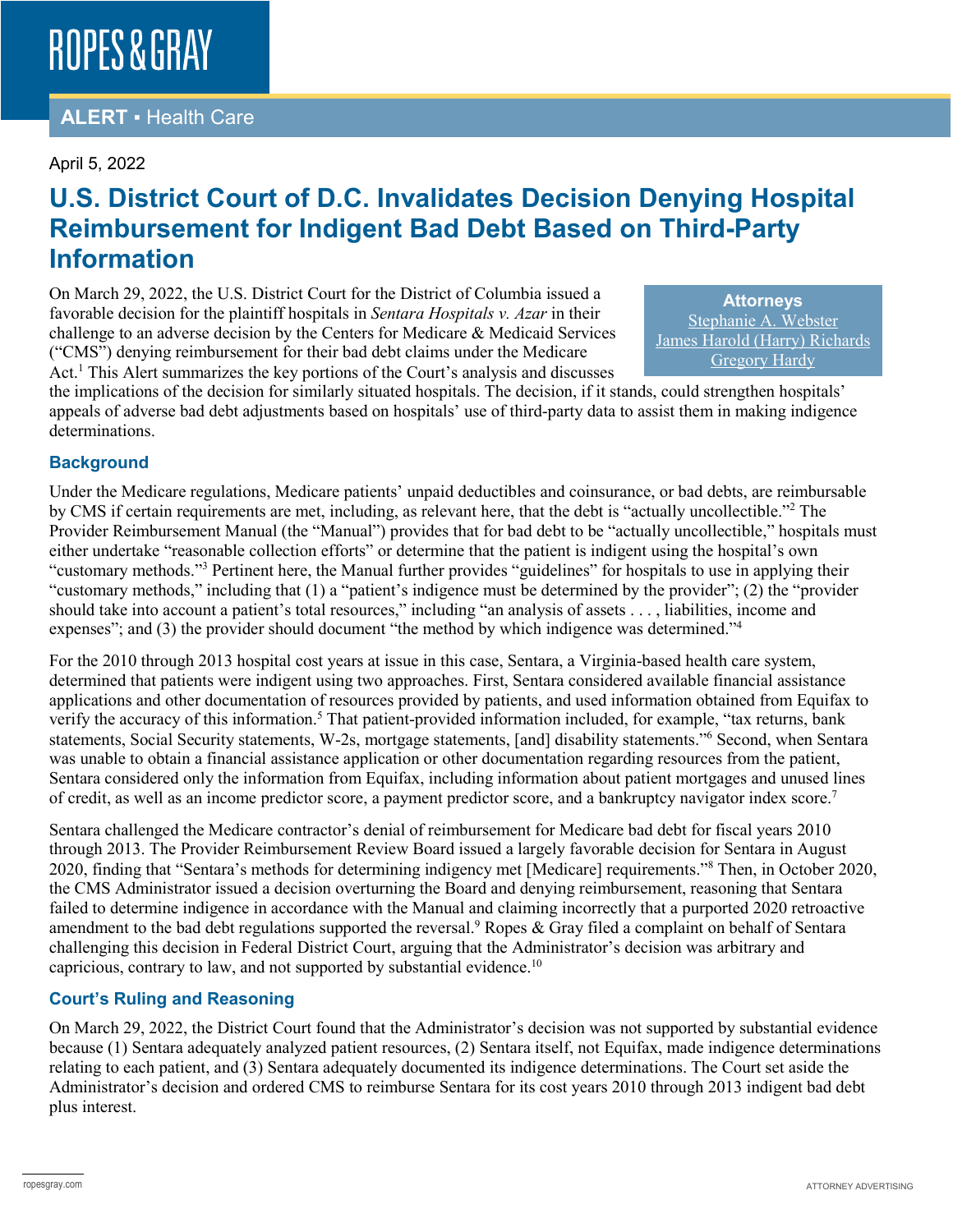# ROPES & GRAY

**ALERT ▪ Health Care**

April 5, 2022

## U.S. District Court of D.C. Invalidates Decision Denying Hospital Reimbursement for Indigent Bad Debt Based on Third-Party Information

**Attorneys**
Stephanie A. Webster
James Harold (Harry) Richards
Gregory Hardy

On March 29, 2022, the U.S. District Court for the District of Columbia issued a favorable decision for the plaintiff hospitals in *Sentara Hospitals v. Azar* in their challenge to an adverse decision by the Centers for Medicare & Medicaid Services ("CMS") denying reimbursement for their bad debt claims under the Medicare Act.[1] This Alert summarizes the key portions of the Court's analysis and discusses the implications of the decision for similarly situated hospitals. The decision, if it stands, could strengthen hospitals' appeals of adverse bad debt adjustments based on hospitals' use of third-party data to assist them in making indigence determinations.

### Background

Under the Medicare regulations, Medicare patients' unpaid deductibles and coinsurance, or bad debts, are reimbursable by CMS if certain requirements are met, including, as relevant here, that the debt is "actually uncollectible."[2] The Provider Reimbursement Manual (the "Manual") provides that for bad debt to be "actually uncollectible," hospitals must either undertake "reasonable collection efforts" or determine that the patient is indigent using the hospital's own "customary methods."[3] Pertinent here, the Manual further provides "guidelines" for hospitals to use in applying their "customary methods," including that (1) a "patient's indigence must be determined by the provider"; (2) the "provider should take into account a patient's total resources," including "an analysis of assets . . . , liabilities, income and expenses"; and (3) the provider should document "the method by which indigence was determined."[4]

For the 2010 through 2013 hospital cost years at issue in this case, Sentara, a Virginia-based health care system, determined that patients were indigent using two approaches. First, Sentara considered available financial assistance applications and other documentation of resources provided by patients, and used information obtained from Equifax to verify the accuracy of this information.[5] That patient-provided information included, for example, "tax returns, bank statements, Social Security statements, W-2s, mortgage statements, [and] disability statements."[6] Second, when Sentara was unable to obtain a financial assistance application or other documentation regarding resources from the patient, Sentara considered only the information from Equifax, including information about patient mortgages and unused lines of credit, as well as an income predictor score, a payment predictor score, and a bankruptcy navigator index score.[7]

Sentara challenged the Medicare contractor's denial of reimbursement for Medicare bad debt for fiscal years 2010 through 2013. The Provider Reimbursement Review Board issued a largely favorable decision for Sentara in August 2020, finding that "Sentara's methods for determining indigency met [Medicare] requirements."[8] Then, in October 2020, the CMS Administrator issued a decision overturning the Board and denying reimbursement, reasoning that Sentara failed to determine indigence in accordance with the Manual and claiming incorrectly that a purported 2020 retroactive amendment to the bad debt regulations supported the reversal.[9] Ropes & Gray filed a complaint on behalf of Sentara challenging this decision in Federal District Court, arguing that the Administrator's decision was arbitrary and capricious, contrary to law, and not supported by substantial evidence.[10]

### Court's Ruling and Reasoning

On March 29, 2022, the District Court found that the Administrator's decision was not supported by substantial evidence because (1) Sentara adequately analyzed patient resources, (2) Sentara itself, not Equifax, made indigence determinations relating to each patient, and (3) Sentara adequately documented its indigence determinations. The Court set aside the Administrator's decision and ordered CMS to reimburse Sentara for its cost years 2010 through 2013 indigent bad debt plus interest.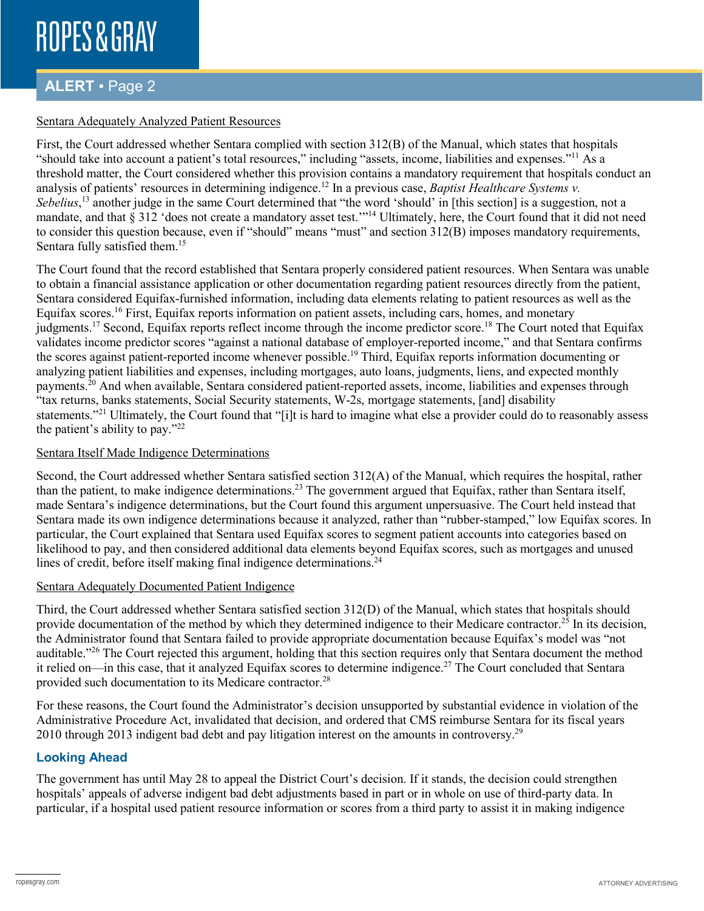Sentara Adequately Analyzed Patient Resources

First, the Court addressed whether Sentara complied with section 312(B) of the Manual, which states that hospitals "should take into account a patient's total resources," including "assets, income, liabilities and expenses."[11] As a threshold matter, the Court considered whether this provision contains a mandatory requirement that hospitals conduct an analysis of patients' resources in determining indigence.[12] In a previous case, *Baptist Healthcare Systems v. Sebelius*,[13] another judge in the same Court determined that "the word 'should' in [this section] is a suggestion, not a mandate, and that § 312 'does not create a mandatory asset test.'"[14] Ultimately, here, the Court found that it did not need to consider this question because, even if "should" means "must" and section 312(B) imposes mandatory requirements, Sentara fully satisfied them.[15]

The Court found that the record established that Sentara properly considered patient resources. When Sentara was unable to obtain a financial assistance application or other documentation regarding patient resources directly from the patient, Sentara considered Equifax-furnished information, including data elements relating to patient resources as well as the Equifax scores.[16] First, Equifax reports information on patient assets, including cars, homes, and monetary judgments.[17] Second, Equifax reports reflect income through the income predictor score.[18] The Court noted that Equifax validates income predictor scores "against a national database of employer-reported income," and that Sentara confirms the scores against patient-reported income whenever possible.[19] Third, Equifax reports information documenting or analyzing patient liabilities and expenses, including mortgages, auto loans, judgments, liens, and expected monthly payments.[20] And when available, Sentara considered patient-reported assets, income, liabilities and expenses through "tax returns, banks statements, Social Security statements, W-2s, mortgage statements, [and] disability statements."[21] Ultimately, the Court found that "[i]t is hard to imagine what else a provider could do to reasonably assess the patient's ability to pay."[22]

Sentara Itself Made Indigence Determinations

Second, the Court addressed whether Sentara satisfied section 312(A) of the Manual, which requires the hospital, rather than the patient, to make indigence determinations.[23] The government argued that Equifax, rather than Sentara itself, made Sentara's indigence determinations, but the Court found this argument unpersuasive. The Court held instead that Sentara made its own indigence determinations because it analyzed, rather than "rubber-stamped," low Equifax scores. In particular, the Court explained that Sentara used Equifax scores to segment patient accounts into categories based on likelihood to pay, and then considered additional data elements beyond Equifax scores, such as mortgages and unused lines of credit, before itself making final indigence determinations.[24]

Sentara Adequately Documented Patient Indigence

Third, the Court addressed whether Sentara satisfied section 312(D) of the Manual, which states that hospitals should provide documentation of the method by which they determined indigence to their Medicare contractor.[25] In its decision, the Administrator found that Sentara failed to provide appropriate documentation because Equifax's model was "not auditable."[26] The Court rejected this argument, holding that this section requires only that Sentara document the method it relied on—in this case, that it analyzed Equifax scores to determine indigence.[27] The Court concluded that Sentara provided such documentation to its Medicare contractor.[28]

For these reasons, the Court found the Administrator's decision unsupported by substantial evidence in violation of the Administrative Procedure Act, invalidated that decision, and ordered that CMS reimburse Sentara for its fiscal years 2010 through 2013 indigent bad debt and pay litigation interest on the amounts in controversy.[29]

## Looking Ahead

The government has until May 28 to appeal the District Court's decision. If it stands, the decision could strengthen hospitals' appeals of adverse indigent bad debt adjustments based in part or in whole on use of third-party data. In particular, if a hospital used patient resource information or scores from a third party to assist it in making indigence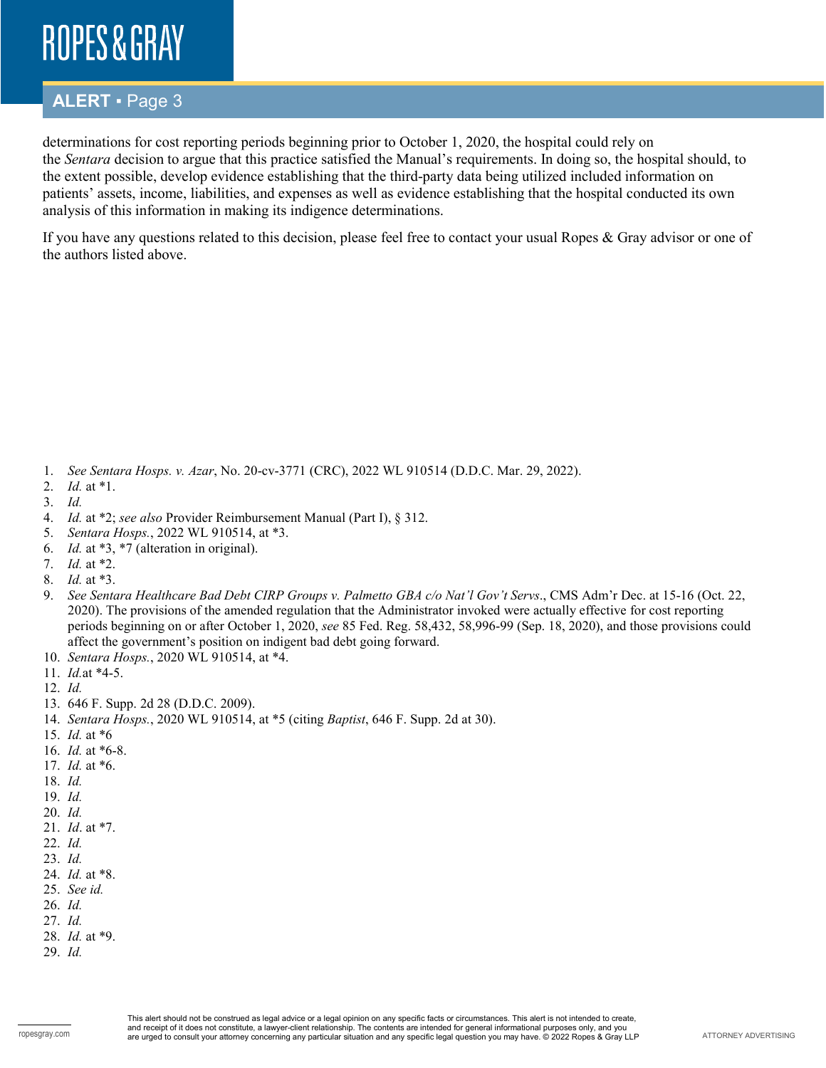determinations for cost reporting periods beginning prior to October 1, 2020, the hospital could rely on the *Sentara* decision to argue that this practice satisfied the Manual's requirements. In doing so, the hospital should, to the extent possible, develop evidence establishing that the third-party data being utilized included information on patients' assets, income, liabilities, and expenses as well as evidence establishing that the hospital conducted its own analysis of this information in making its indigence determinations.

If you have any questions related to this decision, please feel free to contact your usual Ropes & Gray advisor or one of the authors listed above.

1. *See Sentara Hosps. v. Azar*, No. 20-cv-3771 (CRC), 2022 WL 910514 (D.D.C. Mar. 29, 2022).
2. *Id.* at *1.
3. *Id.*
4. *Id.* at *2; *see also* Provider Reimbursement Manual (Part I), § 312.
5. *Sentara Hosps.*, 2022 WL 910514, at *3.
6. *Id.* at *3, *7 (alteration in original).
7. *Id.* at *2.
8. *Id.* at *3.
9. *See Sentara Healthcare Bad Debt CIRP Groups v. Palmetto GBA c/o Nat'l Gov't Servs*., CMS Adm'r Dec. at 15-16 (Oct. 22, 2020). The provisions of the amended regulation that the Administrator invoked were actually effective for cost reporting periods beginning on or after October 1, 2020, *see* 85 Fed. Reg. 58,432, 58,996-99 (Sep. 18, 2020), and those provisions could affect the government's position on indigent bad debt going forward.
10. *Sentara Hosps.*, 2020 WL 910514, at *4.
11. *Id.*at *4-5.
12. *Id.*
13. 646 F. Supp. 2d 28 (D.D.C. 2009).
14. *Sentara Hosps.*, 2020 WL 910514, at *5 (citing *Baptist*, 646 F. Supp. 2d at 30).
15. *Id.* at *6
16. *Id.* at *6-8.
17. *Id.* at *6.
18. *Id.*
19. *Id.*
20. *Id.*
21. *Id*. at *7.
22. *Id.*
23. *Id.*
24. *Id.* at *8.
25. *See id.*
26. *Id.*
27. *Id.*
28. *Id.* at *9.
29. *Id.*

This alert should not be construed as legal advice or a legal opinion on any specific facts or circumstances. This alert is not intended to create, and receipt of it does not constitute, a lawyer-client relationship. The contents are intended for general informational purposes only, and you are urged to consult your attorney concerning any particular situation and any specific legal question you may have. © 2022 Ropes & Gray LLP

ATTORNEY ADVERTISING